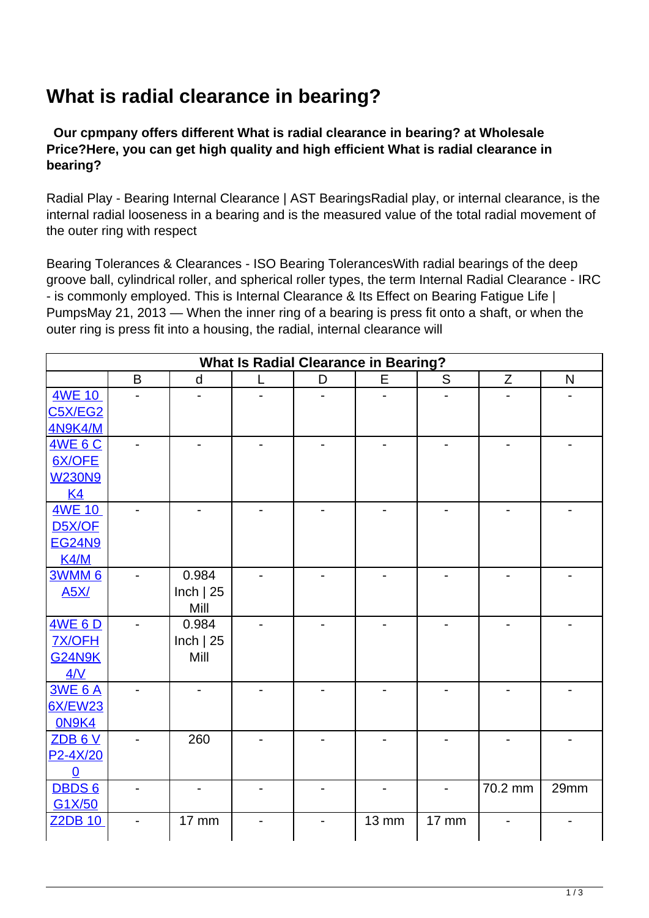# What is radial clearance in bearing?

**Our cpmpany offers different What is radial clearance in bearing? at Wholesale Price?Here, you can get high quality and high efficient What is radial clearance in bearing?**

Radial Play - Bearing Internal Clearance | AST BearingsRadial play, or internal clearance, is the internal radial looseness in a bearing and is the measured value of the total radial movement of the outer ring with respect

Bearing Tolerances & Clearances - ISO Bearing TolerancesWith radial bearings of the deep groove ball, cylindrical roller, and spherical roller types, the term Internal Radial Clearance - IRC - is commonly employed. This is Internal Clearance & Its Effect on Bearing Fatigue Life | PumpsMay 21, 2013 — When the inner ring of a bearing is press fit onto a shaft, or when the outer ring is press fit into a housing, the radial, internal clearance will

| What Is Radial Clearance in Bearing? | | | | | | | | |
|---|---|---|---|---|---|---|---|---|
| | B | d | L | D | E | S | Z | N |
| 4WE 10 C5X/EG24N9K4/M | - | - | - | - | - | - | - | - |
| 4WE 6 C6X/OFEW230N9K4 | - | - | - | - | - | - | - | - |
| 4WE 10 D5X/OFEG24N9K4/M | - | - | - | - | - | - | - | - |
| 3WMM 6 A5X/ | - | 0.984 Inch \| 25 Mill | - | - | - | - | - | - |
| 4WE 6 D7X/OFHG24N9K4/V | - | 0.984 Inch \| 25 Mill | - | - | - | - | - | - |
| 3WE 6 A6X/EW230N9K4 | - | - | - | - | - | - | - | - |
| ZDB 6 VP2-4X/200 | - | 260 | - | - | - | - | - | - |
| DBDS 6 G1X/50 | - | - | - | - | - | - | 70.2 mm | 29mm |
| Z2DB 10 | - | 17 mm | - | - | 13 mm | 17 mm | - | - |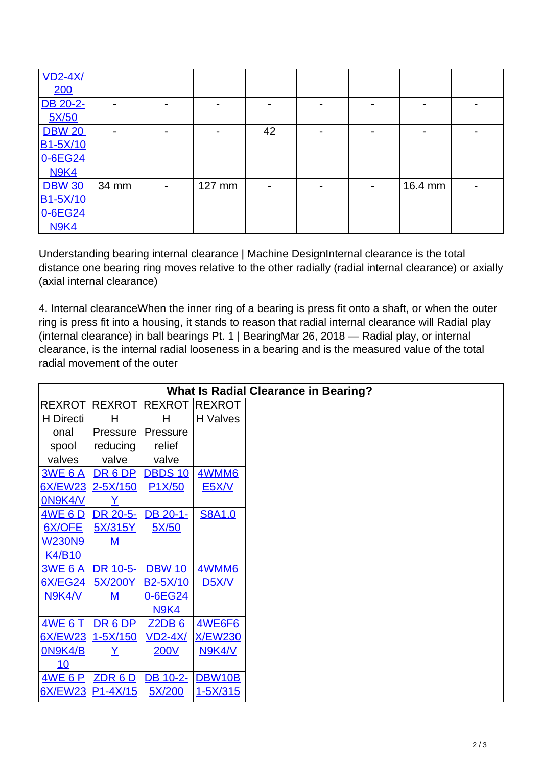| | | | | | | | | |
|---|---|---|---|---|---|---|---|---|
| VD2-4X/200 | | | | | | | | |
| DB 20-2-5X/50 | - | - | - | - | - | - | - | - |
| DBW 20 B1-5X/100-6EG24N9K4 | - | - | - | 42 | - | - | - | - |
| DBW 30 B1-5X/100-6EG24N9K4 | 34 mm | - | 127 mm | - | - | - | 16.4 mm | - |

Understanding bearing internal clearance | Machine DesignInternal clearance is the total distance one bearing ring moves relative to the other radially (radial internal clearance) or axially (axial internal clearance)

4. Internal clearanceWhen the inner ring of a bearing is press fit onto a shaft, or when the outer ring is press fit into a housing, it stands to reason that radial internal clearance will Radial play (internal clearance) in ball bearings Pt. 1 | BearingMar 26, 2018 — Radial play, or internal clearance, is the internal radial looseness in a bearing and is the measured value of the total radial movement of the outer

| What Is Radial Clearance in Bearing? | | | |
|---|---|---|---|
| REXROTH Directional spool valves | REXROTH Pressure reducing valve | REXROTH Pressure relief valve | REXROTH Valves |
| 3WE 6 A6X/EW230N9K4/V | DR 6 DP2-5X/150Y | DBDS 10P1X/50 | 4WMM6E5X/V |
| 4WE 6 D6X/OFEW230N9K4/B10 | DR 20-5-5X/315YM | DB 20-1-5X/50 | S8A1.0 |
| 3WE 6 A6X/EG24N9K4/V | DR 10-5-5X/200YM | DBW 10 B2-5X/100-6EG24N9K4 | 4WMM6D5X/V |
| 4WE 6 T6X/EW230N9K4/B10 | DR 6 DP1-5X/150Y | Z2DB 6VD2-4X/200V | 4WE6F6X/EW230N9K4/V |
| 4WE 6 P6X/EW23 | ZDR 6 DP1-4X/15 | DB 10-2-5X/200 | DBW10B1-5X/315 |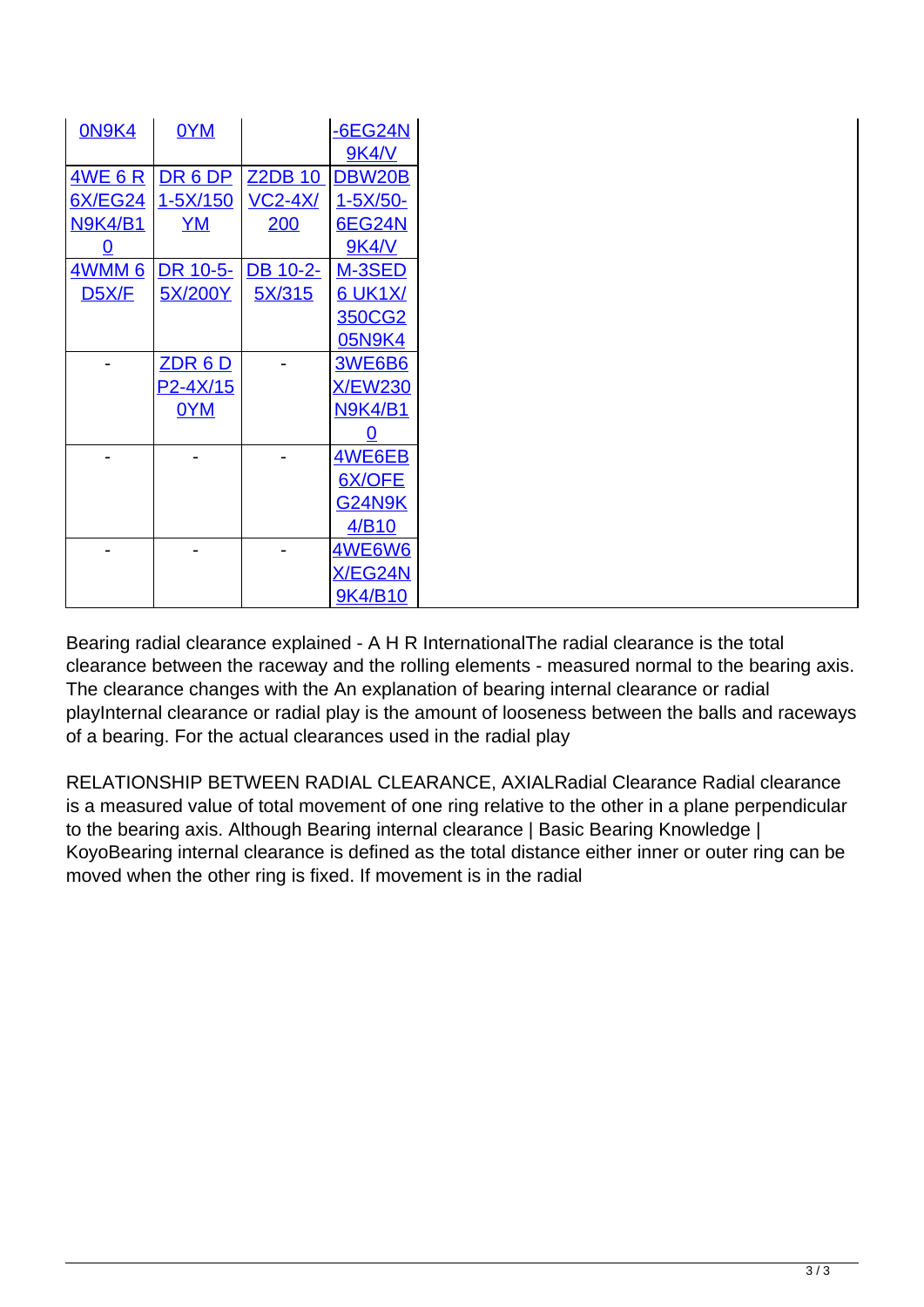| | | | |
|---|---|---|---|
| 0N9K4 | 0YM | | -6EG24N9K4/V |
| 4WE 6 R6X/EG24N9K4/B10 | DR 6 DP1-5X/150YM | Z2DB 10VC2-4X/200 | DBW20B1-5X/50-6EG24N9K4/V |
| 4WMM 6D5X/F | DR 10-5-5X/200Y | DB 10-2-5X/315 | M-3SED6 UK1X/350CG205N9K4 |
| - | ZDR 6 DP2-4X/150YM | - | 3WE6B6X/EW230N9K4/B10 |
| - | - | - | 4WE6EB6X/OFEG24N9K4/B10 |
| - | - | - | 4WE6W6X/EG24N9K4/B10 |

Bearing radial clearance explained - A H R InternationalThe radial clearance is the total clearance between the raceway and the rolling elements - measured normal to the bearing axis. The clearance changes with the An explanation of bearing internal clearance or radial playInternal clearance or radial play is the amount of looseness between the balls and raceways of a bearing. For the actual clearances used in the radial play

RELATIONSHIP BETWEEN RADIAL CLEARANCE, AXIALRadial Clearance Radial clearance is a measured value of total movement of one ring relative to the other in a plane perpendicular to the bearing axis. Although Bearing internal clearance | Basic Bearing Knowledge | KoyoBearing internal clearance is defined as the total distance either inner or outer ring can be moved when the other ring is fixed. If movement is in the radial